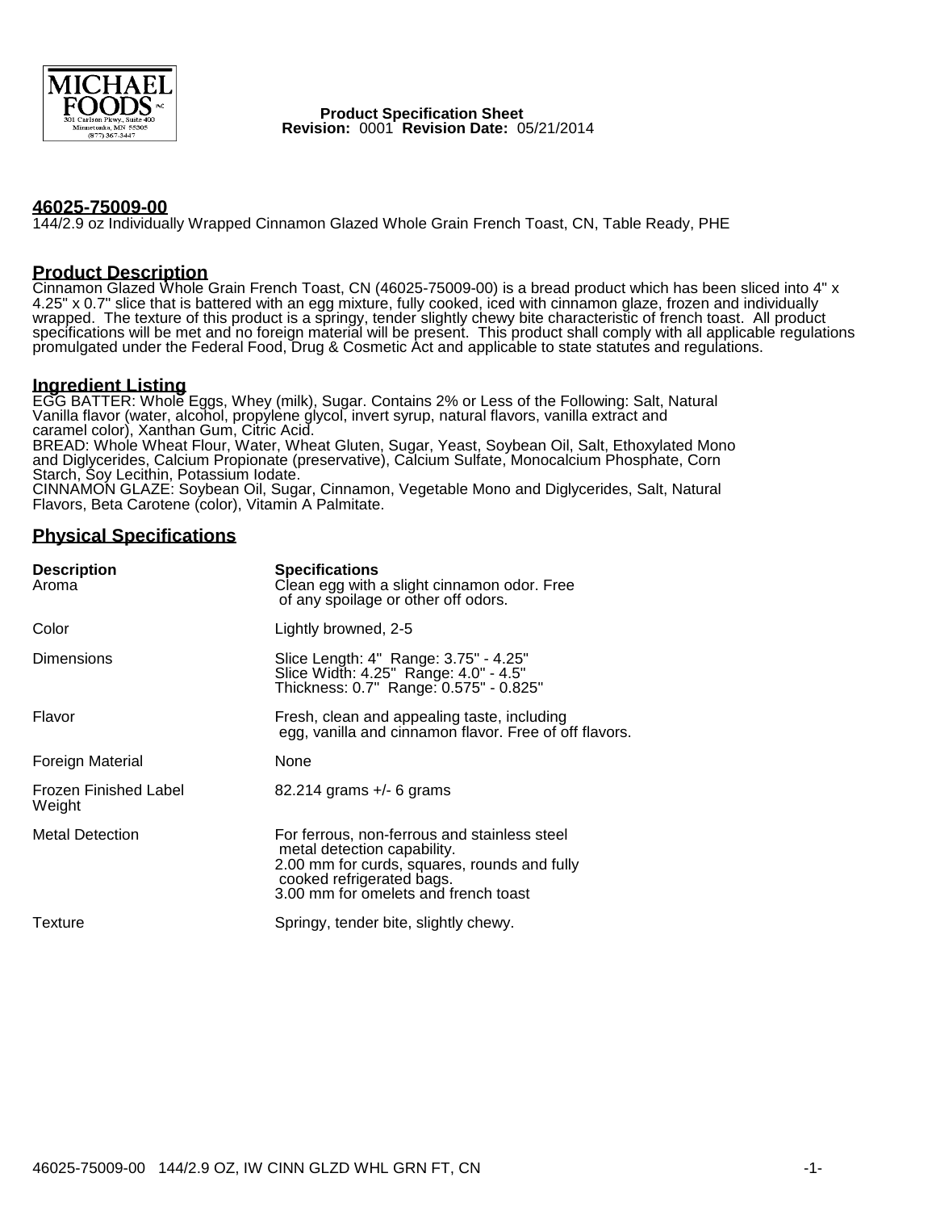MICHAEL FOODS INC
301 Carlson Pkwy., Suite 400
Minnetonka, MN 55305
(877) 367-3447

**Product Specification Sheet**
**Revision:** 0001 **Revision Date:** 05/21/2014

## 46025-75009-00

144/2.9 oz Individually Wrapped Cinnamon Glazed Whole Grain French Toast, CN, Table Ready, PHE

## Product Description

Cinnamon Glazed Whole Grain French Toast, CN (46025-75009-00) is a bread product which has been sliced into 4" x 4.25" x 0.7" slice that is battered with an egg mixture, fully cooked, iced with cinnamon glaze, frozen and individually wrapped. The texture of this product is a springy, tender slightly chewy bite characteristic of french toast. All product specifications will be met and no foreign material will be present. This product shall comply with all applicable regulations promulgated under the Federal Food, Drug & Cosmetic Act and applicable to state statutes and regulations.

## Ingredient Listing

EGG BATTER: Whole Eggs, Whey (milk), Sugar. Contains 2% or Less of the Following: Salt, Natural Vanilla flavor (water, alcohol, propylene glycol, invert syrup, natural flavors, vanilla extract and caramel color), Xanthan Gum, Citric Acid.
BREAD: Whole Wheat Flour, Water, Wheat Gluten, Sugar, Yeast, Soybean Oil, Salt, Ethoxylated Mono and Diglycerides, Calcium Propionate (preservative), Calcium Sulfate, Monocalcium Phosphate, Corn Starch, Soy Lecithin, Potassium Iodate.
CINNAMON GLAZE: Soybean Oil, Sugar, Cinnamon, Vegetable Mono and Diglycerides, Salt, Natural Flavors, Beta Carotene (color), Vitamin A Palmitate.

## Physical Specifications

| Description | Specifications |
|---|---|
| Aroma | Clean egg with a slight cinnamon odor. Free of any spoilage or other off odors. |
| Color | Lightly browned, 2-5 |
| Dimensions | Slice Length: 4" Range: 3.75" - 4.25"<br>Slice Width: 4.25" Range: 4.0" - 4.5"<br>Thickness: 0.7" Range: 0.575" - 0.825" |
| Flavor | Fresh, clean and appealing taste, including egg, vanilla and cinnamon flavor. Free of off flavors. |
| Foreign Material | None |
| Frozen Finished Label Weight | 82.214 grams +/- 6 grams |
| Metal Detection | For ferrous, non-ferrous and stainless steel metal detection capability.<br>2.00 mm for curds, squares, rounds and fully cooked refrigerated bags.<br>3.00 mm for omelets and french toast |
| Texture | Springy, tender bite, slightly chewy. |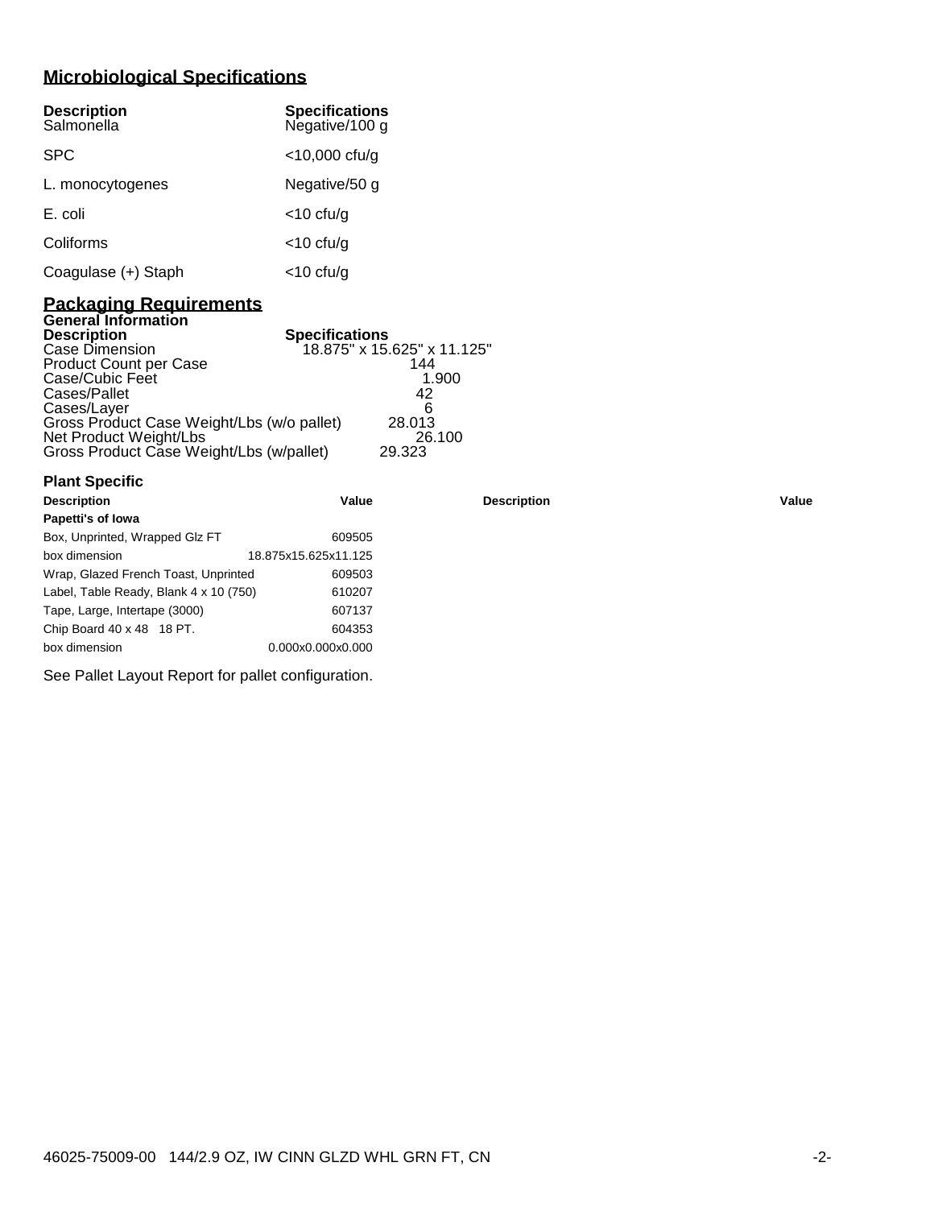## Microbiological Specifications

| Description | Specifications |
|---|---|
| Salmonella | Negative/100 g |
| SPC | <10,000 cfu/g |
| L. monocytogenes | Negative/50 g |
| E. coli | <10 cfu/g |
| Coliforms | <10 cfu/g |
| Coagulase (+) Staph | <10 cfu/g |

## Packaging Requirements

### General Information

| Description | Specifications |
|---|---|
| Case Dimension | 18.875" x 15.625" x 11.125" |
| Product Count per Case | 144 |
| Case/Cubic Feet | 1.900 |
| Cases/Pallet | 42 |
| Cases/Layer | 6 |
| Gross Product Case Weight/Lbs (w/o pallet) | 28.013 |
| Net Product Weight/Lbs | 26.100 |
| Gross Product Case Weight/Lbs (w/pallet) | 29.323 |

### Plant Specific

| Description | Value | Description | Value |
|---|---|---|---|
| **Papetti's of Iowa** | | | |
| Box, Unprinted, Wrapped Glz FT | 609505 | | |
| box dimension | 18.875x15.625x11.125 | | |
| Wrap, Glazed French Toast, Unprinted | 609503 | | |
| Label, Table Ready, Blank 4 x 10 (750) | 610207 | | |
| Tape, Large, Intertape (3000) | 607137 | | |
| Chip Board 40 x 48 18 PT. | 604353 | | |
| box dimension | 0.000x0.000x0.000 | | |

See Pallet Layout Report for pallet configuration.

46025-75009-00 144/2.9 OZ, IW CINN GLZD WHL GRN FT, CN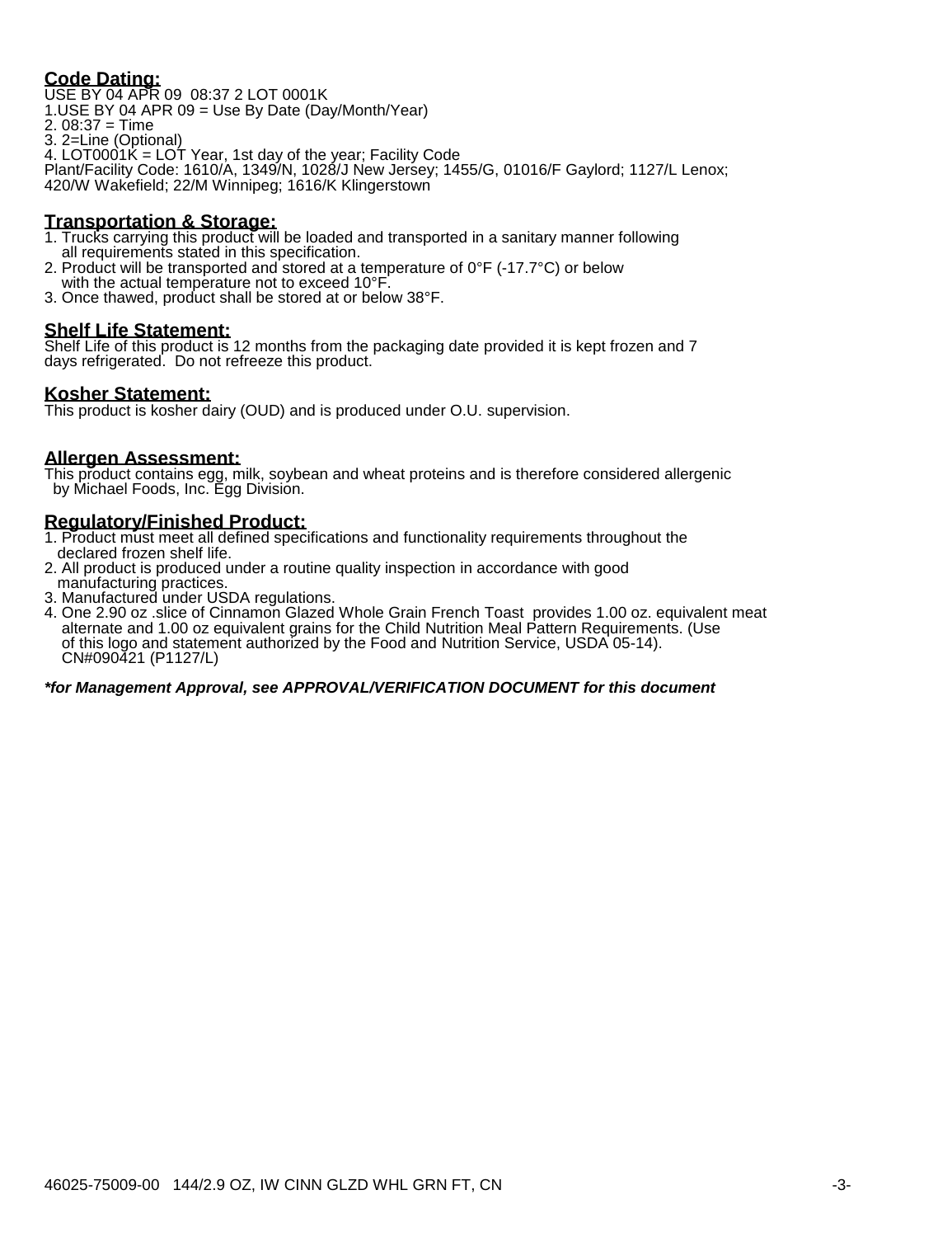**Code Dating:**

USE BY 04 APR 09  08:37 2 LOT 0001K
1.USE BY 04 APR 09 = Use By Date (Day/Month/Year)
2. 08:37 = Time
3. 2=Line (Optional)
4. LOT0001K = LOT Year, 1st day of the year; Facility Code
Plant/Facility Code: 1610/A, 1349/N, 1028/J New Jersey; 1455/G, 01016/F Gaylord; 1127/L Lenox; 420/W Wakefield; 22/M Winnipeg; 1616/K Klingerstown

**Transportation & Storage:**

1. Trucks carrying this product will be loaded and transported in a sanitary manner following all requirements stated in this specification.
2. Product will be transported and stored at a temperature of 0°F (-17.7°C) or below with the actual temperature not to exceed 10°F.
3. Once thawed, product shall be stored at or below 38°F.

**Shelf Life Statement:**

Shelf Life of this product is 12 months from the packaging date provided it is kept frozen and 7 days refrigerated.  Do not refreeze this product.

**Kosher Statement:**

This product is kosher dairy (OUD) and is produced under O.U. supervision.

**Allergen Assessment:**

This product contains egg, milk, soybean and wheat proteins and is therefore considered allergenic by Michael Foods, Inc. Egg Division.

**Regulatory/Finished Product:**

1. Product must meet all defined specifications and functionality requirements throughout the declared frozen shelf life.
2. All product is produced under a routine quality inspection in accordance with good manufacturing practices.
3. Manufactured under USDA regulations.
4. One 2.90 oz .slice of Cinnamon Glazed Whole Grain French Toast  provides 1.00 oz. equivalent meat alternate and 1.00 oz equivalent grains for the Child Nutrition Meal Pattern Requirements. (Use of this logo and statement authorized by the Food and Nutrition Service, USDA 05-14). CN#090421 (P1127/L)

***for Management Approval, see APPROVAL/VERIFICATION DOCUMENT for this document***

46025-75009-00   144/2.9 OZ, IW CINN GLZD WHL GRN FT, CN